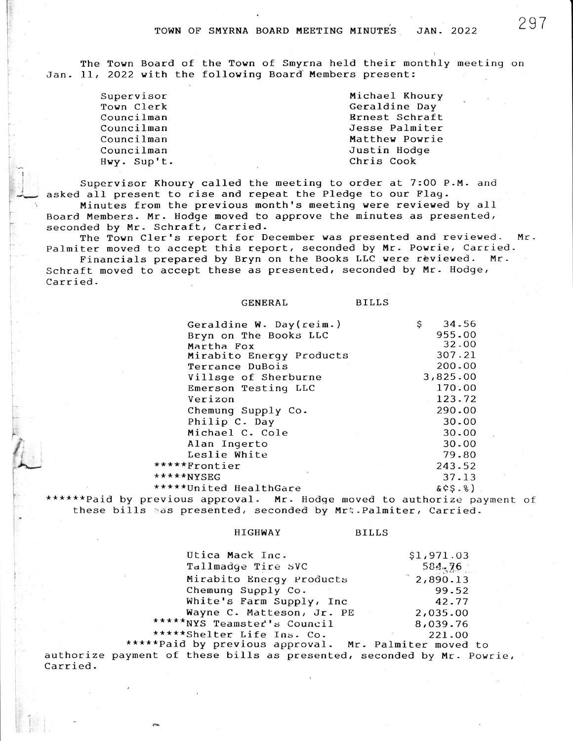# TOWN OF SMYRNA BOARD MEETING MINUTES JAN. 2022

The Town Board of the Town of Smyrna held their monthly meeting on Jan. 11, 2022 with the following Board Members present:

| | |
|---|---|
| Supervisor | Michael Khoury |
| Town Clerk | Geraldine Day |
| Councilman | Ernest Schraft |
| Councilman | Jesse Palmiter |
| Councilman | Matthew Powrie |
| Councilman | Justin Hodge |
| Hwy. Sup't. | Chris Cook |

Supervisor Khoury called the meeting to order at 7:00 P.M. and asked all present to rise and repeat the Pledge to our Flag.

Minutes from the previous month's meeting were reviewed by all Board Members. Mr. Hodge moved to approve the minutes as presented, seconded by Mr. Schraft, Carried.

The Town Cler's report for December was presented and reviewed. Mr. Palmiter moved to accept this report, seconded by Mr. Powrie, Carried.

Financials prepared by Bryn on the Books LLC were reviewed. Mr. Schraft moved to accept these as presented, seconded by Mr. Hodge, Carried.

## GENERAL BILLS

| | |
|---|---|
| Geraldine W. Day(reim.) | $ 34.56 |
| Bryn on The Books LLC | 955.00 |
| Martha Fox | 32.00 |
| Mirabito Energy Products | 307.21 |
| Terrance DuBois | 200.00 |
| Villsge of Sherburne | 3,825.00 |
| Emerson Testing LLC | 170.00 |
| Verizon | 123.72 |
| Chemung Supply Co. | 290.00 |
| Philip C. Day | 30.00 |
| Michael C. Cole | 30.00 |
| Alan Ingerto | 30.00 |
| Leslie White | 79.80 |
| *****Frontier | 243.52 |
| *****NYSEG | 37.13 |
| *****United HealthGare | &¢$.%) |

******Paid by previous approval. Mr. Hodge moved to authorize payment of these bills as presented, seconded by Mr. Palmiter, Carried.

## HIGHWAY BILLS

| | |
|---|---|
| Utica Mack Inc. | $1,971.03 |
| Tallmadge Tire SVC | 584.76 |
| Mirabito Energy Products | 2,890.13 |
| Chemung Supply Co. | 99.52 |
| White's Farm Supply, Inc | 42.77 |
| Wayne C. Matteson, Jr. PE | 2,035.00 |
| *****NYS Teamster's Council | 8,039.76 |
| *****Shelter Life Ins. Co. | 221.00 |

*****Paid by previous approval. Mr. Palmiter moved to authorize payment of these bills as presented, seconded by Mr. Powrie, Carried.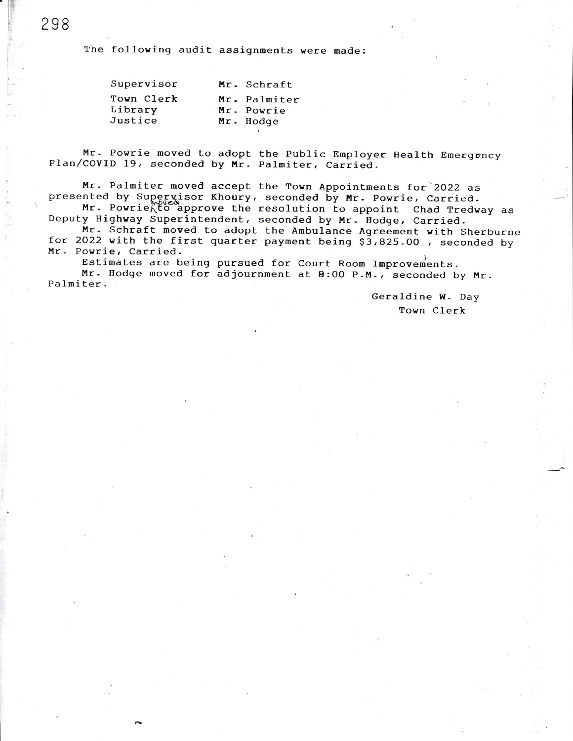The following audit assignments were made:

| | |
|---|---|
| Supervisor | Mr. Schraft |
| Town Clerk | Mr. Palmiter |
| Library | Mr. Powrie |
| Justice | Mr. Hodge |

Mr. Powrie moved to adopt the Public Employer Health Emergency Plan/COVID 19, seconded by Mr. Palmiter, Carried.

Mr. Palmiter moved accept the Town Appointments for 2022 as presented by Supervisor Khoury, seconded by Mr. Powrie, Carried.

Mr. Powrie moved to approve the resolution to appoint Chad Tredway as Deputy Highway Superintendent, seconded by Mr. Hodge, Carried.

Mr. Schraft moved to adopt the Ambulance Agreement with Sherburne for 2022 with the first quarter payment being $3,825.00 , seconded by Mr. Powrie, Carried.

Estimates are being pursued for Court Room Improvements.

Mr. Hodge moved for adjournment at 8:00 P.M., seconded by Mr. Palmiter.

Geraldine W. Day
Town Clerk